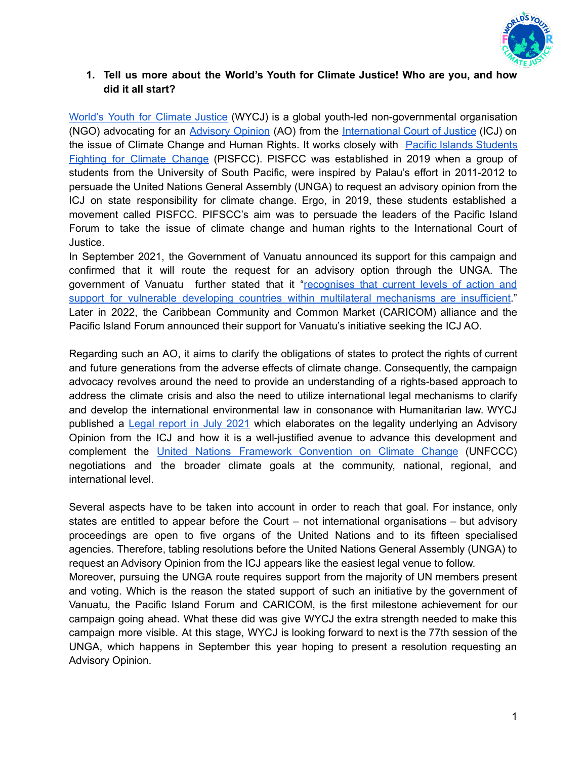1. **Tell us more about the World's Youth for Climate Justice! Who are you, and how did it all start?**

World's Youth for Climate Justice (WYCJ) is a global youth-led non-governmental organisation (NGO) advocating for an Advisory Opinion (AO) from the International Court of Justice (ICJ) on the issue of Climate Change and Human Rights. It works closely with Pacific Islands Students Fighting for Climate Change (PISFCC). PISFCC was established in 2019 when a group of students from the University of South Pacific, were inspired by Palau's effort in 2011-2012 to persuade the United Nations General Assembly (UNGA) to request an advisory opinion from the ICJ on state responsibility for climate change. Ergo, in 2019, these students established a movement called PISFCC. PIFSCC's aim was to persuade the leaders of the Pacific Island Forum to take the issue of climate change and human rights to the International Court of Justice.

In September 2021, the Government of Vanuatu announced its support for this campaign and confirmed that it will route the request for an advisory option through the UNGA. The government of Vanuatu further stated that it "recognises that current levels of action and support for vulnerable developing countries within multilateral mechanisms are insufficient." Later in 2022, the Caribbean Community and Common Market (CARICOM) alliance and the Pacific Island Forum announced their support for Vanuatu's initiative seeking the ICJ AO.

Regarding such an AO, it aims to clarify the obligations of states to protect the rights of current and future generations from the adverse effects of climate change. Consequently, the campaign advocacy revolves around the need to provide an understanding of a rights-based approach to address the climate crisis and also the need to utilize international legal mechanisms to clarify and develop the international environmental law in consonance with Humanitarian law. WYCJ published a Legal report in July 2021 which elaborates on the legality underlying an Advisory Opinion from the ICJ and how it is a well-justified avenue to advance this development and complement the United Nations Framework Convention on Climate Change (UNFCCC) negotiations and the broader climate goals at the community, national, regional, and international level.

Several aspects have to be taken into account in order to reach that goal. For instance, only states are entitled to appear before the Court – not international organisations – but advisory proceedings are open to five organs of the United Nations and to its fifteen specialised agencies. Therefore, tabling resolutions before the United Nations General Assembly (UNGA) to request an Advisory Opinion from the ICJ appears like the easiest legal venue to follow.

Moreover, pursuing the UNGA route requires support from the majority of UN members present and voting. Which is the reason the stated support of such an initiative by the government of Vanuatu, the Pacific Island Forum and CARICOM, is the first milestone achievement for our campaign going ahead. What these did was give WYCJ the extra strength needed to make this campaign more visible. At this stage, WYCJ is looking forward to next is the 77th session of the UNGA, which happens in September this year hoping to present a resolution requesting an Advisory Opinion.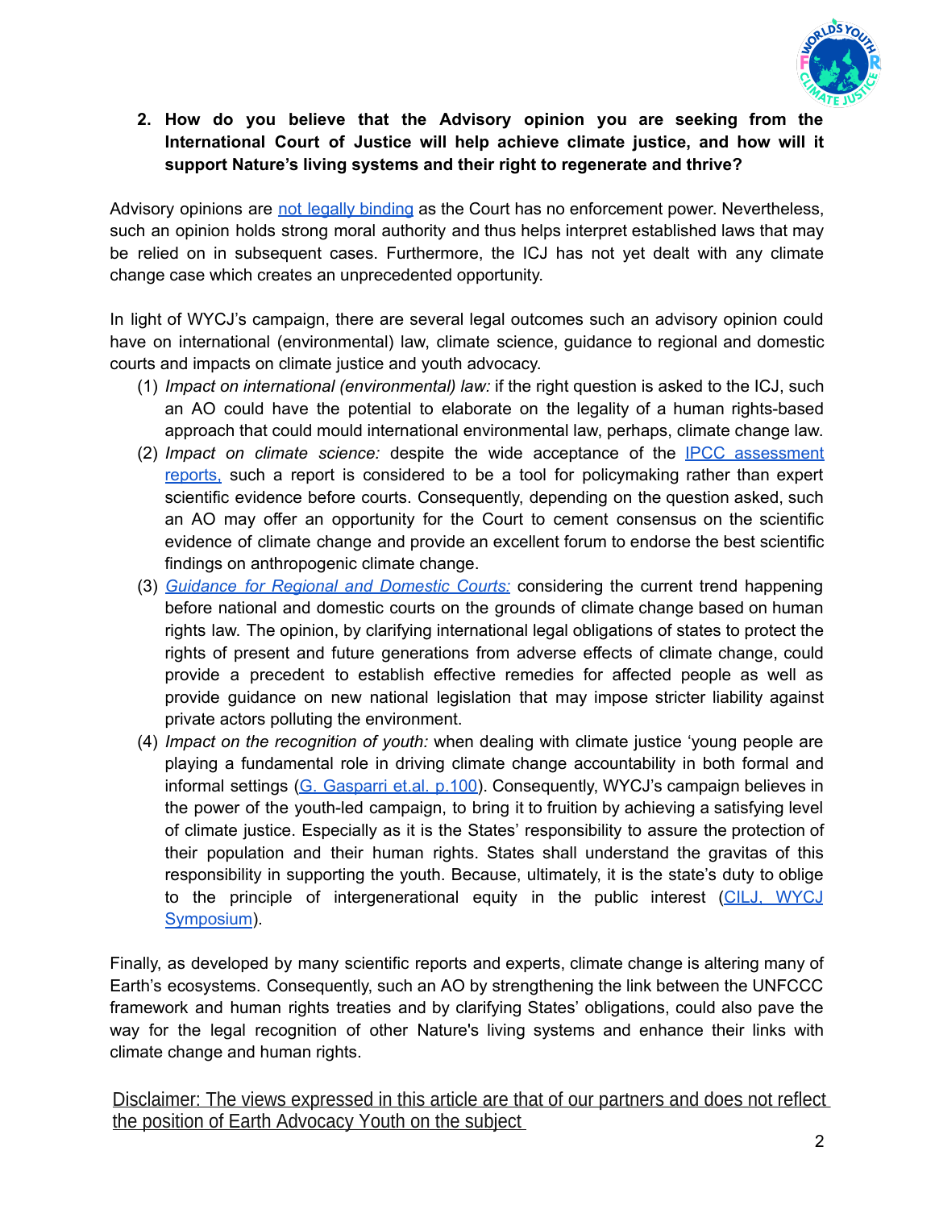2. **How do you believe that the Advisory opinion you are seeking from the International Court of Justice will help achieve climate justice, and how will it support Nature's living systems and their right to regenerate and thrive?**

Advisory opinions are not legally binding as the Court has no enforcement power. Nevertheless, such an opinion holds strong moral authority and thus helps interpret established laws that may be relied on in subsequent cases. Furthermore, the ICJ has not yet dealt with any climate change case which creates an unprecedented opportunity.

In light of WYCJ's campaign, there are several legal outcomes such an advisory opinion could have on international (environmental) law, climate science, guidance to regional and domestic courts and impacts on climate justice and youth advocacy.

(1) *Impact on international (environmental) law:* if the right question is asked to the ICJ, such an AO could have the potential to elaborate on the legality of a human rights-based approach that could mould international environmental law, perhaps, climate change law.

(2) *Impact on climate science:* despite the wide acceptance of the IPCC assessment reports, such a report is considered to be a tool for policymaking rather than expert scientific evidence before courts. Consequently, depending on the question asked, such an AO may offer an opportunity for the Court to cement consensus on the scientific evidence of climate change and provide an excellent forum to endorse the best scientific findings on anthropogenic climate change.

(3) *Guidance for Regional and Domestic Courts:* considering the current trend happening before national and domestic courts on the grounds of climate change based on human rights law. The opinion, by clarifying international legal obligations of states to protect the rights of present and future generations from adverse effects of climate change, could provide a precedent to establish effective remedies for affected people as well as provide guidance on new national legislation that may impose stricter liability against private actors polluting the environment.

(4) *Impact on the recognition of youth:* when dealing with climate justice 'young people are playing a fundamental role in driving climate change accountability in both formal and informal settings (G. Gasparri et.al. p.100). Consequently, WYCJ's campaign believes in the power of the youth-led campaign, to bring it to fruition by achieving a satisfying level of climate justice. Especially as it is the States' responsibility to assure the protection of their population and their human rights. States shall understand the gravitas of this responsibility in supporting the youth. Because, ultimately, it is the state's duty to oblige to the principle of intergenerational equity in the public interest (CILJ, WYCJ Symposium).

Finally, as developed by many scientific reports and experts, climate change is altering many of Earth's ecosystems. Consequently, such an AO by strengthening the link between the UNFCCC framework and human rights treaties and by clarifying States' obligations, could also pave the way for the legal recognition of other Nature's living systems and enhance their links with climate change and human rights.

Disclaimer: The views expressed in this article are that of our partners and does not reflect the position of Earth Advocacy Youth on the subject